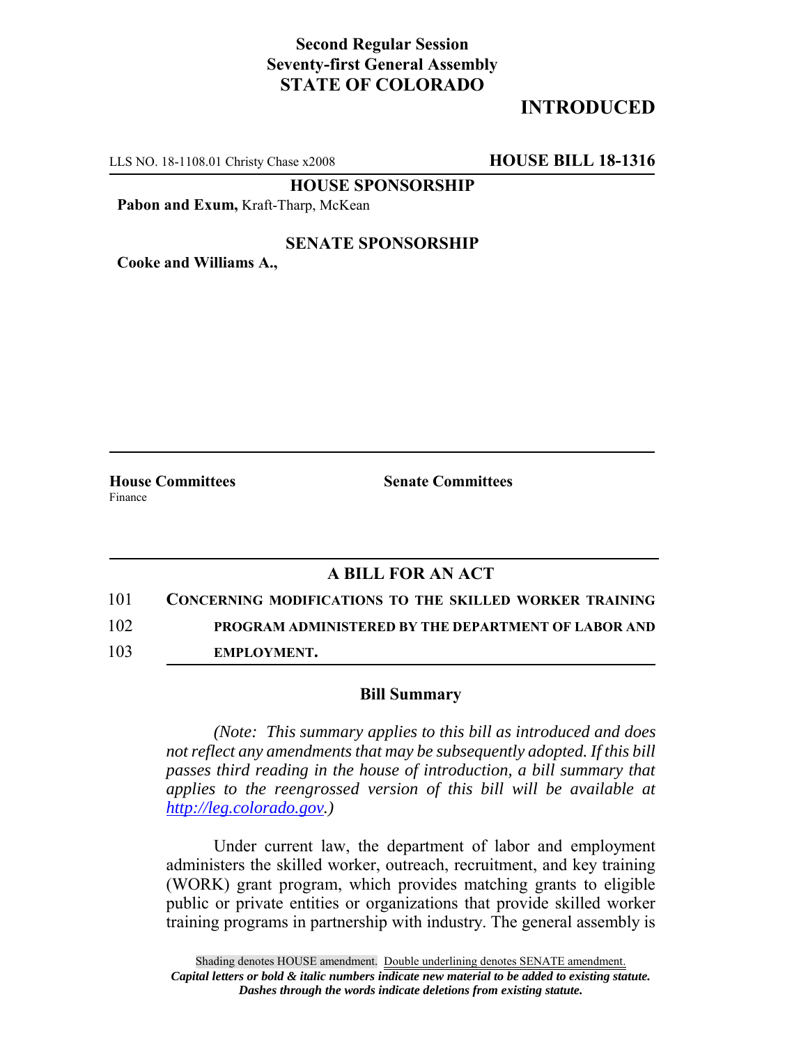**Second Regular Session**
**Seventy-first General Assembly**
**STATE OF COLORADO**

## INTRODUCED

LLS NO. 18-1108.01 Christy Chase x2008 **HOUSE BILL 18-1316**

**HOUSE SPONSORSHIP**

**Pabon and Exum,** Kraft-Tharp, McKean

**SENATE SPONSORSHIP**

**Cooke and Williams A.,**

**House Committees**
Finance

**Senate Committees**

## A BILL FOR AN ACT

101 **CONCERNING MODIFICATIONS TO THE SKILLED WORKER TRAINING**
102 **PROGRAM ADMINISTERED BY THE DEPARTMENT OF LABOR AND**
103 **EMPLOYMENT.**

### Bill Summary

*(Note: This summary applies to this bill as introduced and does not reflect any amendments that may be subsequently adopted. If this bill passes third reading in the house of introduction, a bill summary that applies to the reengrossed version of this bill will be available at http://leg.colorado.gov.)*

Under current law, the department of labor and employment administers the skilled worker, outreach, recruitment, and key training (WORK) grant program, which provides matching grants to eligible public or private entities or organizations that provide skilled worker training programs in partnership with industry. The general assembly is

Shading denotes HOUSE amendment. Double underlining denotes SENATE amendment.
*Capital letters or bold & italic numbers indicate new material to be added to existing statute.*
*Dashes through the words indicate deletions from existing statute.*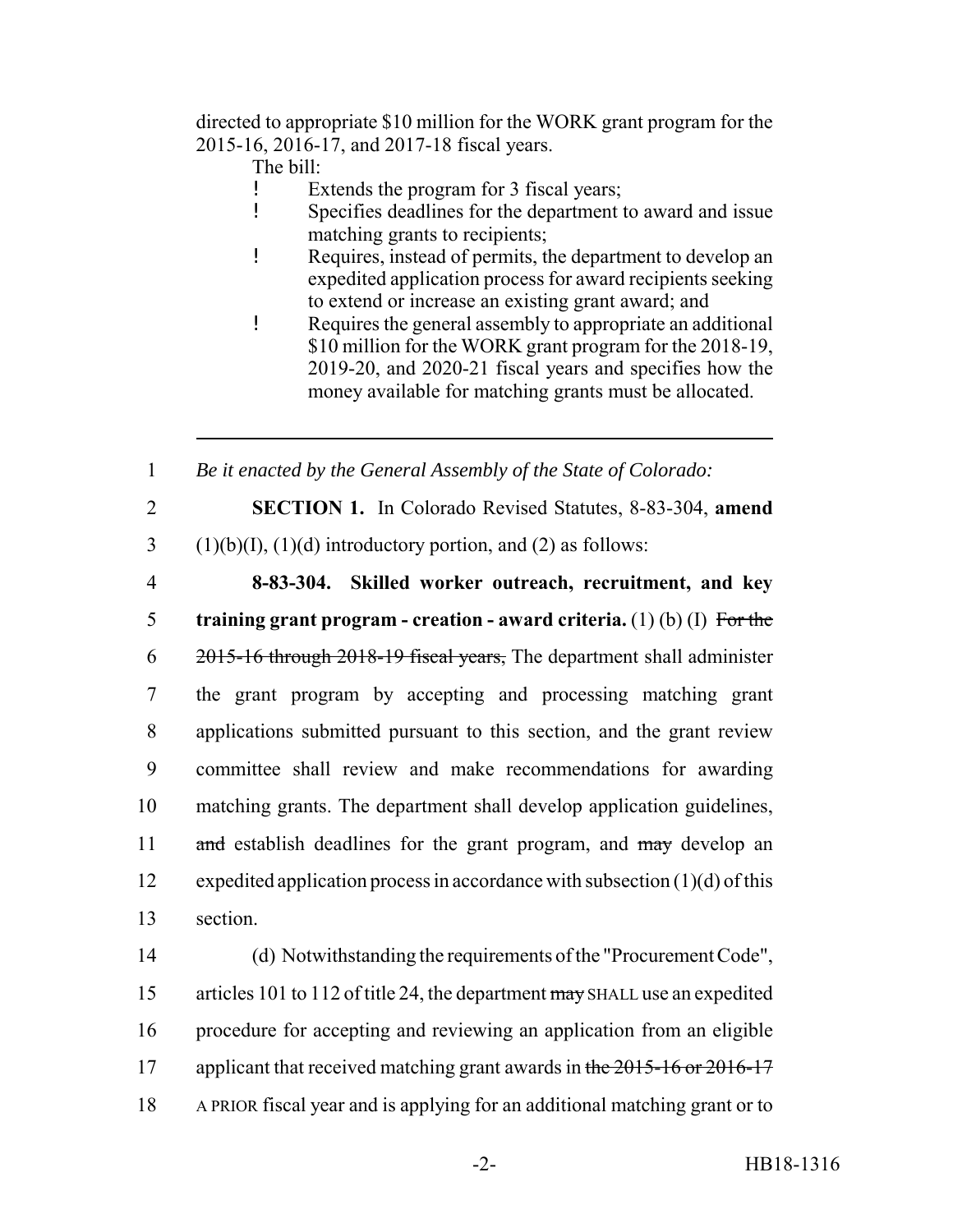directed to appropriate $10 million for the WORK grant program for the 2015-16, 2016-17, and 2017-18 fiscal years.

The bill:

- Extends the program for 3 fiscal years;
- Specifies deadlines for the department to award and issue matching grants to recipients;
- Requires, instead of permits, the department to develop an expedited application process for award recipients seeking to extend or increase an existing grant award; and
- Requires the general assembly to appropriate an additional $10 million for the WORK grant program for the 2018-19, 2019-20, and 2020-21 fiscal years and specifies how the money available for matching grants must be allocated.

---

1 *Be it enacted by the General Assembly of the State of Colorado:*

2 **SECTION 1.** In Colorado Revised Statutes, 8-83-304, **amend**
3 (1)(b)(I), (1)(d) introductory portion, and (2) as follows:

4 **8-83-304. Skilled worker outreach, recruitment, and key**
5 **training grant program - creation - award criteria.** (1) (b) (I) ~~For the~~
6 ~~2015-16 through 2018-19 fiscal years,~~ The department shall administer
7 the grant program by accepting and processing matching grant
8 applications submitted pursuant to this section, and the grant review
9 committee shall review and make recommendations for awarding
10 matching grants. The department shall develop application guidelines,
11 ~~and~~ establish deadlines for the grant program, and ~~may~~ develop an
12 expedited application process in accordance with subsection (1)(d) of this
13 section.

14 (d) Notwithstanding the requirements of the "Procurement Code",
15 articles 101 to 112 of title 24, the department ~~may~~ SHALL use an expedited
16 procedure for accepting and reviewing an application from an eligible
17 applicant that received matching grant awards in ~~the 2015-16 or 2016-17~~
18 A PRIOR fiscal year and is applying for an additional matching grant or to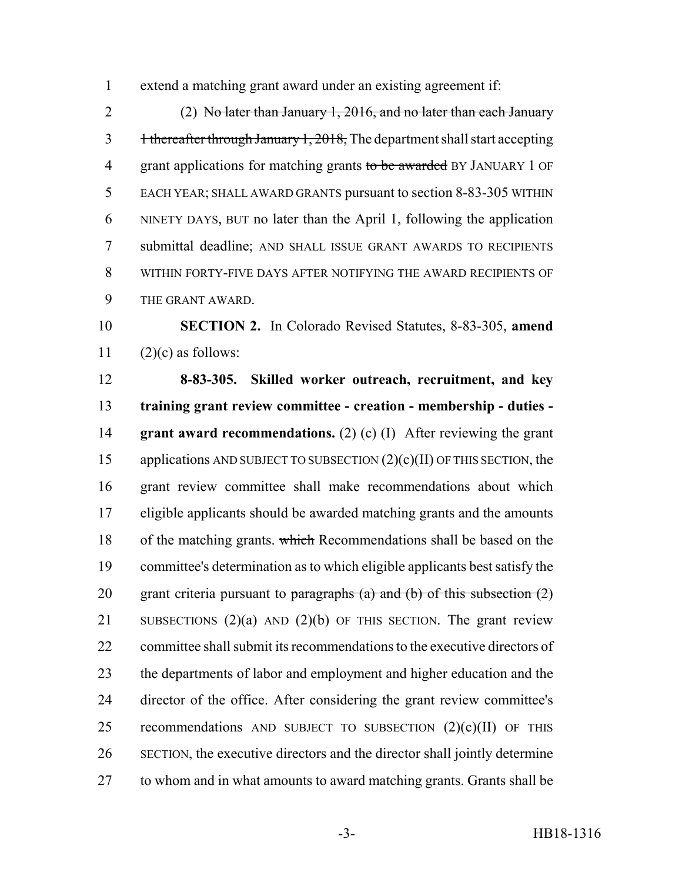extend a matching grant award under an existing agreement if:

(2) ~~No later than January 1, 2016, and no later than each January 1 thereafter through January 1, 2018,~~ The department shall start accepting grant applications for matching grants ~~to be awarded~~ BY JANUARY 1 OF EACH YEAR; SHALL AWARD GRANTS pursuant to section 8-83-305 WITHIN NINETY DAYS, BUT no later than the April 1, following the application submittal deadline; AND SHALL ISSUE GRANT AWARDS TO RECIPIENTS WITHIN FORTY-FIVE DAYS AFTER NOTIFYING THE AWARD RECIPIENTS OF THE GRANT AWARD.

**SECTION 2.** In Colorado Revised Statutes, 8-83-305, **amend** (2)(c) as follows:

**8-83-305. Skilled worker outreach, recruitment, and key training grant review committee - creation - membership - duties - grant award recommendations.** (2) (c) (I) After reviewing the grant applications AND SUBJECT TO SUBSECTION (2)(c)(II) OF THIS SECTION, the grant review committee shall make recommendations about which eligible applicants should be awarded matching grants and the amounts of the matching grants. ~~which~~ Recommendations shall be based on the committee's determination as to which eligible applicants best satisfy the grant criteria pursuant to ~~paragraphs (a) and (b) of this subsection (2)~~ SUBSECTIONS (2)(a) AND (2)(b) OF THIS SECTION. The grant review committee shall submit its recommendations to the executive directors of the departments of labor and employment and higher education and the director of the office. After considering the grant review committee's recommendations AND SUBJECT TO SUBSECTION (2)(c)(II) OF THIS SECTION, the executive directors and the director shall jointly determine to whom and in what amounts to award matching grants. Grants shall be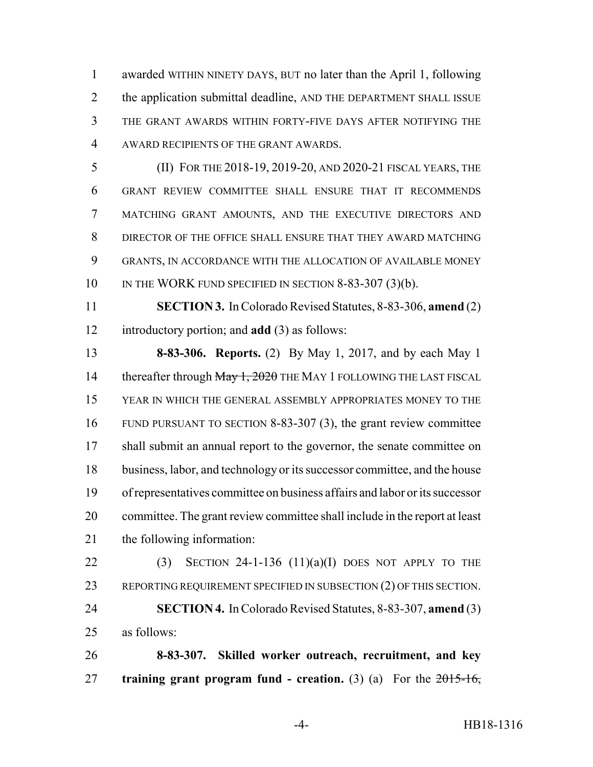awarded WITHIN NINETY DAYS, BUT no later than the April 1, following the application submittal deadline, AND THE DEPARTMENT SHALL ISSUE THE GRANT AWARDS WITHIN FORTY-FIVE DAYS AFTER NOTIFYING THE AWARD RECIPIENTS OF THE GRANT AWARDS.

(II) FOR THE 2018-19, 2019-20, AND 2020-21 FISCAL YEARS, THE GRANT REVIEW COMMITTEE SHALL ENSURE THAT IT RECOMMENDS MATCHING GRANT AMOUNTS, AND THE EXECUTIVE DIRECTORS AND DIRECTOR OF THE OFFICE SHALL ENSURE THAT THEY AWARD MATCHING GRANTS, IN ACCORDANCE WITH THE ALLOCATION OF AVAILABLE MONEY IN THE WORK FUND SPECIFIED IN SECTION 8-83-307 (3)(b).

**SECTION 3.** In Colorado Revised Statutes, 8-83-306, **amend** (2) introductory portion; and **add** (3) as follows:

**8-83-306. Reports.** (2) By May 1, 2017, and by each May 1 thereafter through ~~May 1, 2020~~ THE MAY 1 FOLLOWING THE LAST FISCAL YEAR IN WHICH THE GENERAL ASSEMBLY APPROPRIATES MONEY TO THE FUND PURSUANT TO SECTION 8-83-307 (3), the grant review committee shall submit an annual report to the governor, the senate committee on business, labor, and technology or its successor committee, and the house of representatives committee on business affairs and labor or its successor committee. The grant review committee shall include in the report at least the following information:

(3) SECTION 24-1-136 (11)(a)(I) DOES NOT APPLY TO THE REPORTING REQUIREMENT SPECIFIED IN SUBSECTION (2) OF THIS SECTION.

**SECTION 4.** In Colorado Revised Statutes, 8-83-307, **amend** (3) as follows:

**8-83-307. Skilled worker outreach, recruitment, and key training grant program fund - creation.** (3) (a) For the ~~2015-16,~~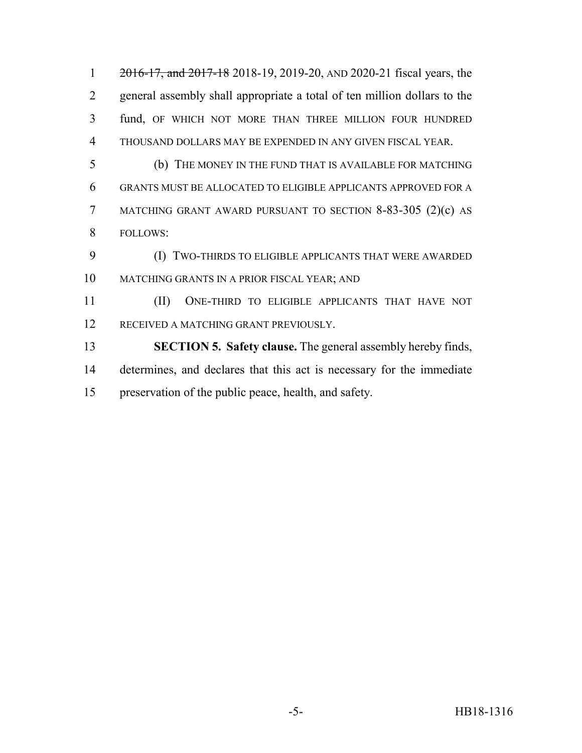~~2016-17, and 2017-18~~ 2018-19, 2019-20, AND 2020-21 fiscal years, the general assembly shall appropriate a total of ten million dollars to the fund, OF WHICH NOT MORE THAN THREE MILLION FOUR HUNDRED THOUSAND DOLLARS MAY BE EXPENDED IN ANY GIVEN FISCAL YEAR.

(b) THE MONEY IN THE FUND THAT IS AVAILABLE FOR MATCHING GRANTS MUST BE ALLOCATED TO ELIGIBLE APPLICANTS APPROVED FOR A MATCHING GRANT AWARD PURSUANT TO SECTION 8-83-305 (2)(c) AS FOLLOWS:

(I) TWO-THIRDS TO ELIGIBLE APPLICANTS THAT WERE AWARDED MATCHING GRANTS IN A PRIOR FISCAL YEAR; AND

(II) ONE-THIRD TO ELIGIBLE APPLICANTS THAT HAVE NOT RECEIVED A MATCHING GRANT PREVIOUSLY.

**SECTION 5. Safety clause.** The general assembly hereby finds, determines, and declares that this act is necessary for the immediate preservation of the public peace, health, and safety.